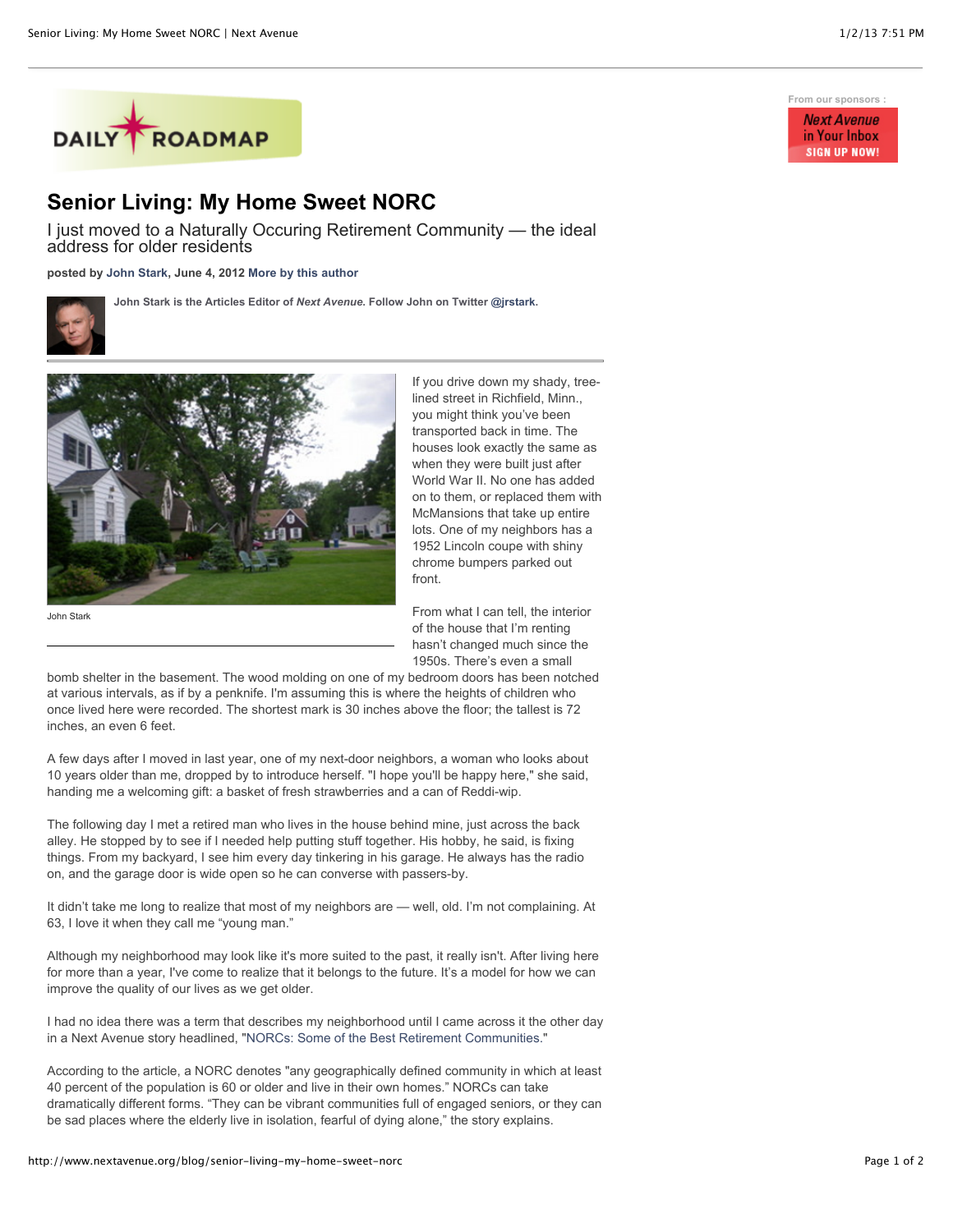DAILY ROADMAP

From our sponsors :

Next Avenue in Your Inbox SIGN UP NOW!

# Senior Living: My Home Sweet NORC

## I just moved to a Naturally Occuring Retirement Community — the ideal address for older residents

**posted by John Stark, June 4, 2012 More by this author**

**John Stark is the Articles Editor of *Next Avenue*. Follow John on Twitter @jrstark.**

John Stark

If you drive down my shady, tree-lined street in Richfield, Minn., you might think you've been transported back in time. The houses look exactly the same as when they were built just after World War II. No one has added on to them, or replaced them with McMansions that take up entire lots. One of my neighbors has a 1952 Lincoln coupe with shiny chrome bumpers parked out front.

From what I can tell, the interior of the house that I'm renting hasn't changed much since the 1950s. There's even a small bomb shelter in the basement. The wood molding on one of my bedroom doors has been notched at various intervals, as if by a penknife. I'm assuming this is where the heights of children who once lived here were recorded. The shortest mark is 30 inches above the floor; the tallest is 72 inches, an even 6 feet.

A few days after I moved in last year, one of my next-door neighbors, a woman who looks about 10 years older than me, dropped by to introduce herself. "I hope you'll be happy here," she said, handing me a welcoming gift: a basket of fresh strawberries and a can of Reddi-wip.

The following day I met a retired man who lives in the house behind mine, just across the back alley. He stopped by to see if I needed help putting stuff together. His hobby, he said, is fixing things. From my backyard, I see him every day tinkering in his garage. He always has the radio on, and the garage door is wide open so he can converse with passers-by.

It didn't take me long to realize that most of my neighbors are — well, old. I'm not complaining. At 63, I love it when they call me "young man."

Although my neighborhood may look like it's more suited to the past, it really isn't. After living here for more than a year, I've come to realize that it belongs to the future. It's a model for how we can improve the quality of our lives as we get older.

I had no idea there was a term that describes my neighborhood until I came across it the other day in a Next Avenue story headlined, "NORCs: Some of the Best Retirement Communities."

According to the article, a NORC denotes "any geographically defined community in which at least 40 percent of the population is 60 or older and live in their own homes." NORCs can take dramatically different forms. "They can be vibrant communities full of engaged seniors, or they can be sad places where the elderly live in isolation, fearful of dying alone," the story explains.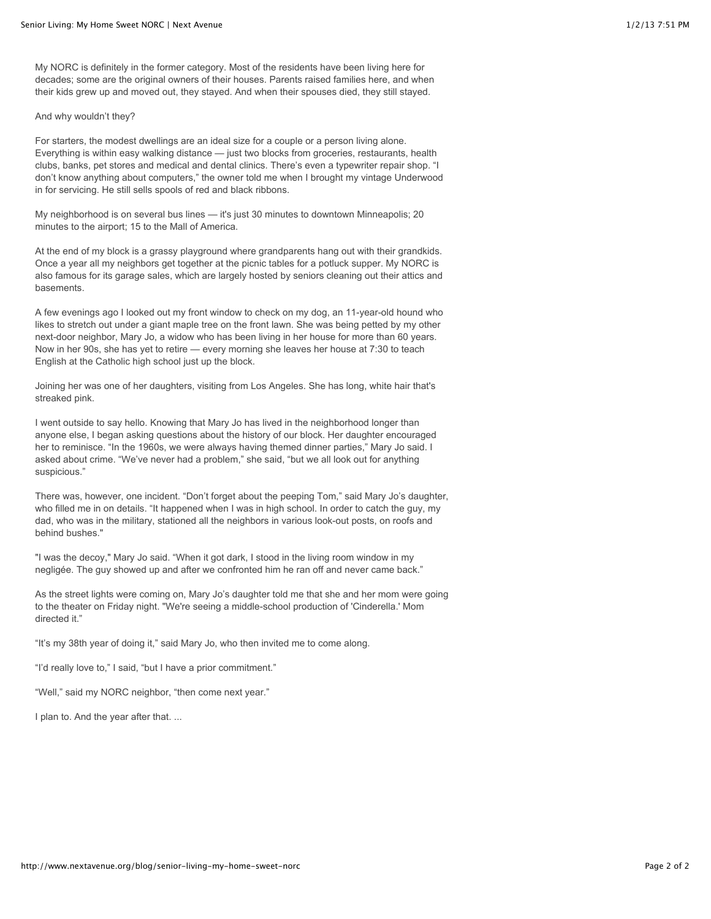My NORC is definitely in the former category. Most of the residents have been living here for decades; some are the original owners of their houses. Parents raised families here, and when their kids grew up and moved out, they stayed. And when their spouses died, they still stayed.

And why wouldn't they?

For starters, the modest dwellings are an ideal size for a couple or a person living alone. Everything is within easy walking distance — just two blocks from groceries, restaurants, health clubs, banks, pet stores and medical and dental clinics. There's even a typewriter repair shop. "I don't know anything about computers," the owner told me when I brought my vintage Underwood in for servicing. He still sells spools of red and black ribbons.

My neighborhood is on several bus lines — it's just 30 minutes to downtown Minneapolis; 20 minutes to the airport; 15 to the Mall of America.

At the end of my block is a grassy playground where grandparents hang out with their grandkids. Once a year all my neighbors get together at the picnic tables for a potluck supper. My NORC is also famous for its garage sales, which are largely hosted by seniors cleaning out their attics and basements.

A few evenings ago I looked out my front window to check on my dog, an 11-year-old hound who likes to stretch out under a giant maple tree on the front lawn. She was being petted by my other next-door neighbor, Mary Jo, a widow who has been living in her house for more than 60 years. Now in her 90s, she has yet to retire — every morning she leaves her house at 7:30 to teach English at the Catholic high school just up the block.

Joining her was one of her daughters, visiting from Los Angeles. She has long, white hair that's streaked pink.

I went outside to say hello. Knowing that Mary Jo has lived in the neighborhood longer than anyone else, I began asking questions about the history of our block. Her daughter encouraged her to reminisce. "In the 1960s, we were always having themed dinner parties," Mary Jo said. I asked about crime. "We've never had a problem," she said, "but we all look out for anything suspicious."

There was, however, one incident. "Don't forget about the peeping Tom," said Mary Jo's daughter, who filled me in on details. "It happened when I was in high school. In order to catch the guy, my dad, who was in the military, stationed all the neighbors in various look-out posts, on roofs and behind bushes."

"I was the decoy," Mary Jo said. "When it got dark, I stood in the living room window in my negligée. The guy showed up and after we confronted him he ran off and never came back."

As the street lights were coming on, Mary Jo's daughter told me that she and her mom were going to the theater on Friday night. "We're seeing a middle-school production of 'Cinderella.' Mom directed it."

"It's my 38th year of doing it," said Mary Jo, who then invited me to come along.

"I'd really love to," I said, "but I have a prior commitment."

"Well," said my NORC neighbor, "then come next year."

I plan to. And the year after that. ...